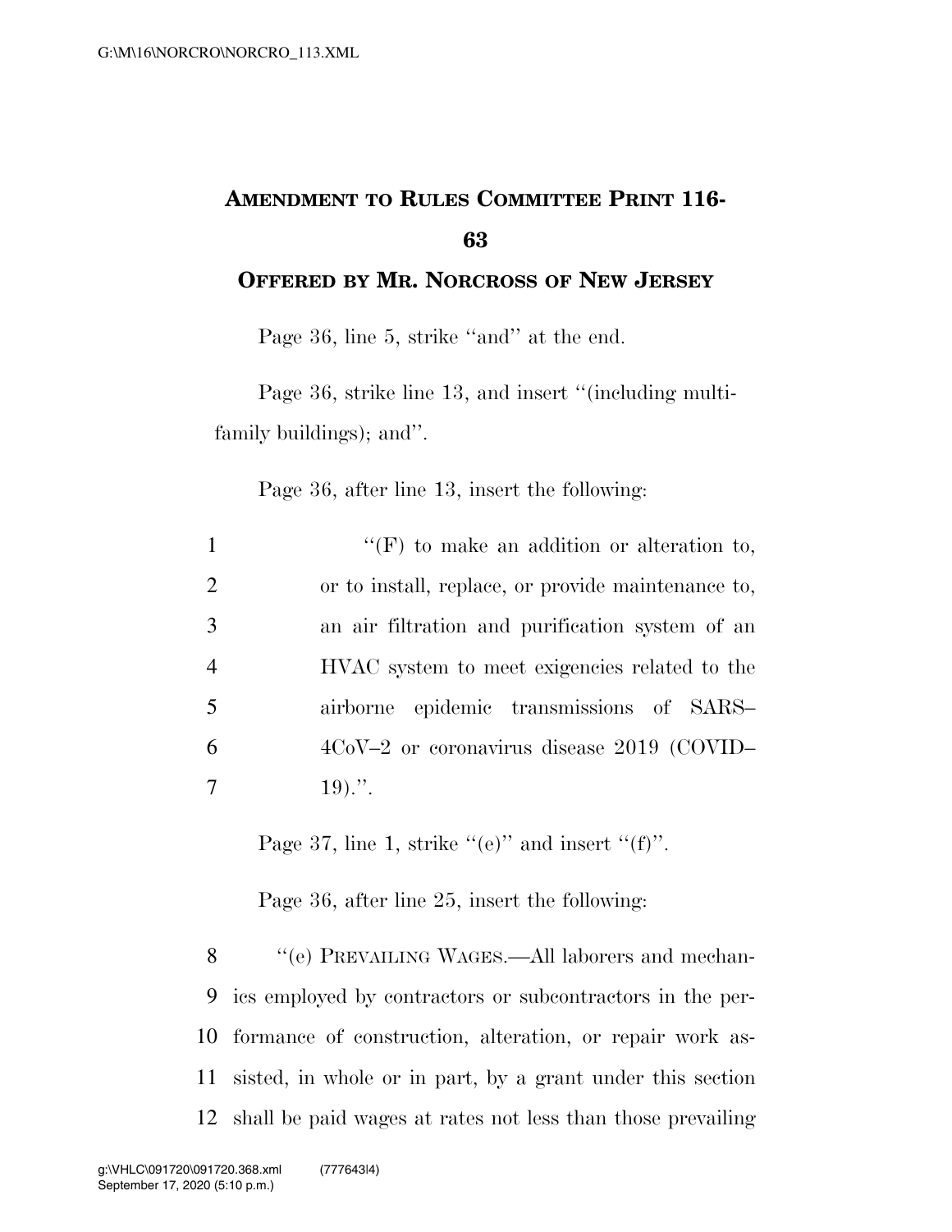**AMENDMENT TO RULES COMMITTEE PRINT 116-63**

**OFFERED BY MR. NORCROSS OF NEW JERSEY**

Page 36, line 5, strike ''and'' at the end.

Page 36, strike line 13, and insert ''(including multi-family buildings); and''.

Page 36, after line 13, insert the following:

1 ''(F) to make an addition or alteration to,
2 or to install, replace, or provide maintenance to,
3 an air filtration and purification system of an
4 HVAC system to meet exigencies related to the
5 airborne epidemic transmissions of SARS–
6 4CoV–2 or coronavirus disease 2019 (COVID–
7 19).''.

Page 37, line 1, strike ''(e)'' and insert ''(f)''.

Page 36, after line 25, insert the following:

8 ''(e) PREVAILING WAGES.—All laborers and mechan-
9 ics employed by contractors or subcontractors in the per-
10 formance of construction, alteration, or repair work as-
11 sisted, in whole or in part, by a grant under this section
12 shall be paid wages at rates not less than those prevailing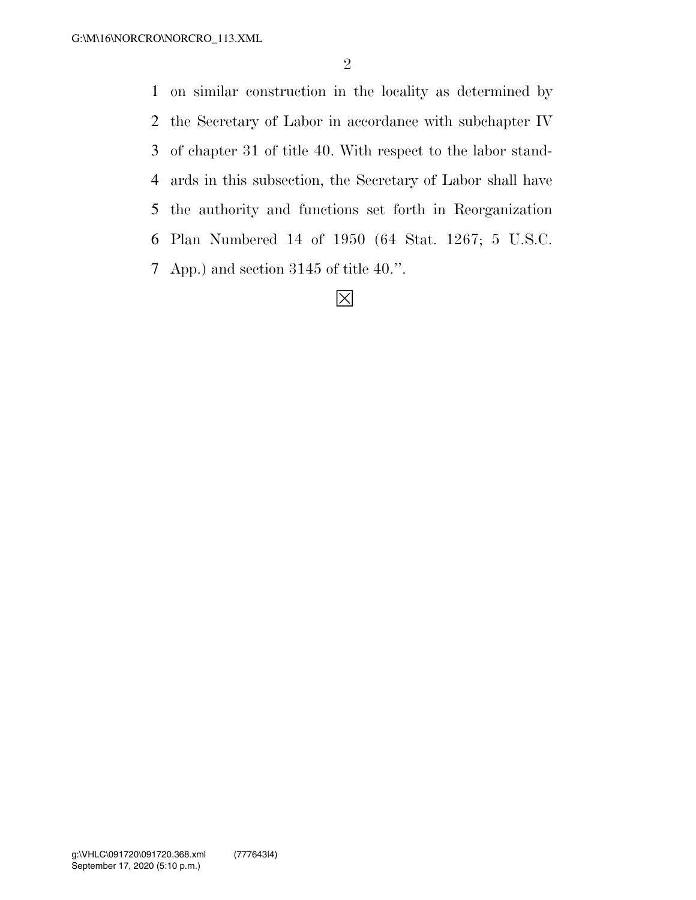on similar construction in the locality as determined by the Secretary of Labor in accordance with subchapter IV of chapter 31 of title 40. With respect to the labor standards in this subsection, the Secretary of Labor shall have the authority and functions set forth in Reorganization Plan Numbered 14 of 1950 (64 Stat. 1267; 5 U.S.C. App.) and section 3145 of title 40.''.